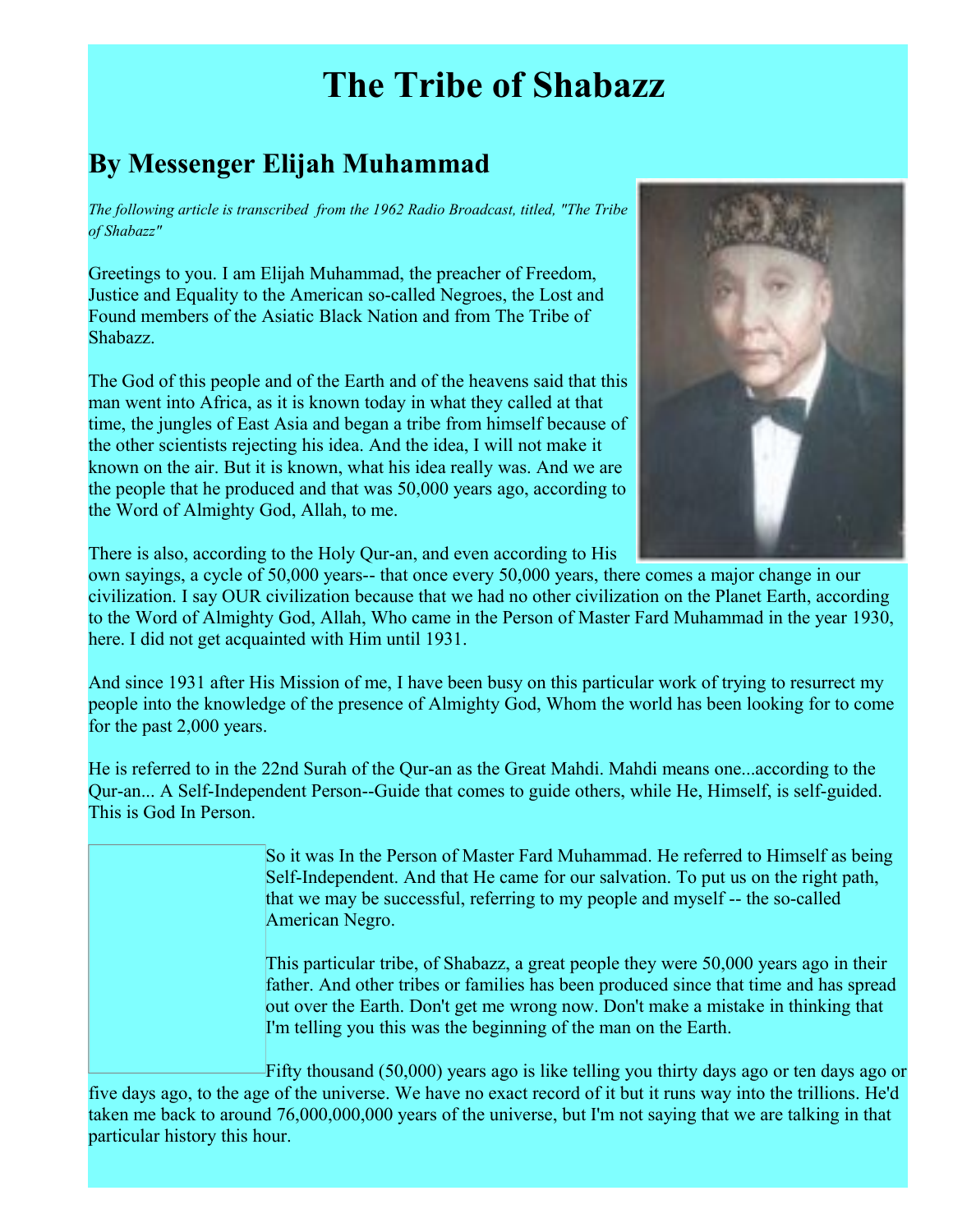# The Tribe of Shabazz

## By Messenger Elijah Muhammad

*The following article is transcribed from the 1962 Radio Broadcast, titled, "The Tribe of Shabazz"*

Greetings to you. I am Elijah Muhammad, the preacher of Freedom, Justice and Equality to the American so-called Negroes, the Lost and Found members of the Asiatic Black Nation and from The Tribe of Shabazz.

The God of this people and of the Earth and of the heavens said that this man went into Africa, as it is known today in what they called at that time, the jungles of East Asia and began a tribe from himself because of the other scientists rejecting his idea. And the idea, I will not make it known on the air. But it is known, what his idea really was. And we are the people that he produced and that was 50,000 years ago, according to the Word of Almighty God, Allah, to me.

There is also, according to the Holy Qur-an, and even according to His own sayings, a cycle of 50,000 years-- that once every 50,000 years, there comes a major change in our civilization. I say OUR civilization because that we had no other civilization on the Planet Earth, according to the Word of Almighty God, Allah, Who came in the Person of Master Fard Muhammad in the year 1930, here. I did not get acquainted with Him until 1931.

And since 1931 after His Mission of me, I have been busy on this particular work of trying to resurrect my people into the knowledge of the presence of Almighty God, Whom the world has been looking for to come for the past 2,000 years.

He is referred to in the 22nd Surah of the Qur-an as the Great Mahdi. Mahdi means one...according to the Qur-an... A Self-Independent Person--Guide that comes to guide others, while He, Himself, is self-guided. This is God In Person.

So it was In the Person of Master Fard Muhammad. He referred to Himself as being Self-Independent. And that He came for our salvation. To put us on the right path, that we may be successful, referring to my people and myself -- the so-called American Negro.

This particular tribe, of Shabazz, a great people they were 50,000 years ago in their father. And other tribes or families has been produced since that time and has spread out over the Earth. Don't get me wrong now. Don't make a mistake in thinking that I'm telling you this was the beginning of the man on the Earth.

Fifty thousand (50,000) years ago is like telling you thirty days ago or ten days ago or five days ago, to the age of the universe. We have no exact record of it but it runs way into the trillions. He'd taken me back to around 76,000,000,000 years of the universe, but I'm not saying that we are talking in that particular history this hour.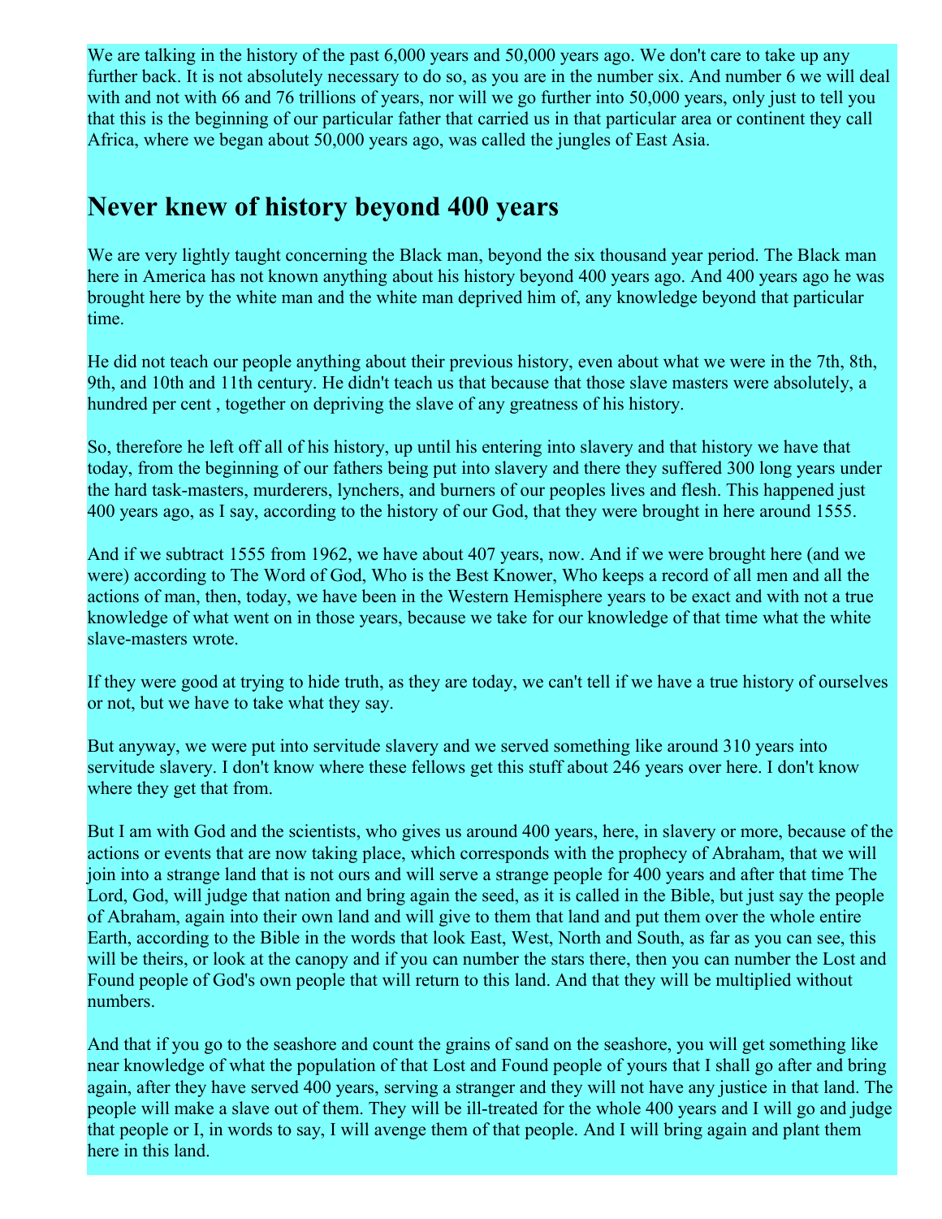We are talking in the history of the past 6,000 years and 50,000 years ago. We don't care to take up any further back. It is not absolutely necessary to do so, as you are in the number six. And number 6 we will deal with and not with 66 and 76 trillions of years, nor will we go further into 50,000 years, only just to tell you that this is the beginning of our particular father that carried us in that particular area or continent they call Africa, where we began about 50,000 years ago, was called the jungles of East Asia.

## Never knew of history beyond 400 years

We are very lightly taught concerning the Black man, beyond the six thousand year period. The Black man here in America has not known anything about his history beyond 400 years ago. And 400 years ago he was brought here by the white man and the white man deprived him of, any knowledge beyond that particular time.

He did not teach our people anything about their previous history, even about what we were in the 7th, 8th, 9th, and 10th and 11th century. He didn't teach us that because that those slave masters were absolutely, a hundred per cent , together on depriving the slave of any greatness of his history.

So, therefore he left off all of his history, up until his entering into slavery and that history we have that today, from the beginning of our fathers being put into slavery and there they suffered 300 long years under the hard task-masters, murderers, lynchers, and burners of our peoples lives and flesh. This happened just 400 years ago, as I say, according to the history of our God, that they were brought in here around 1555.

And if we subtract 1555 from 1962, we have about 407 years, now. And if we were brought here (and we were) according to The Word of God, Who is the Best Knower, Who keeps a record of all men and all the actions of man, then, today, we have been in the Western Hemisphere years to be exact and with not a true knowledge of what went on in those years, because we take for our knowledge of that time what the white slave-masters wrote.

If they were good at trying to hide truth, as they are today, we can't tell if we have a true history of ourselves or not, but we have to take what they say.

But anyway, we were put into servitude slavery and we served something like around 310 years into servitude slavery. I don't know where these fellows get this stuff about 246 years over here. I don't know where they get that from.

But I am with God and the scientists, who gives us around 400 years, here, in slavery or more, because of the actions or events that are now taking place, which corresponds with the prophecy of Abraham, that we will join into a strange land that is not ours and will serve a strange people for 400 years and after that time The Lord, God, will judge that nation and bring again the seed, as it is called in the Bible, but just say the people of Abraham, again into their own land and will give to them that land and put them over the whole entire Earth, according to the Bible in the words that look East, West, North and South, as far as you can see, this will be theirs, or look at the canopy and if you can number the stars there, then you can number the Lost and Found people of God's own people that will return to this land. And that they will be multiplied without numbers.

And that if you go to the seashore and count the grains of sand on the seashore, you will get something like near knowledge of what the population of that Lost and Found people of yours that I shall go after and bring again, after they have served 400 years, serving a stranger and they will not have any justice in that land. The people will make a slave out of them. They will be ill-treated for the whole 400 years and I will go and judge that people or I, in words to say, I will avenge them of that people. And I will bring again and plant them here in this land.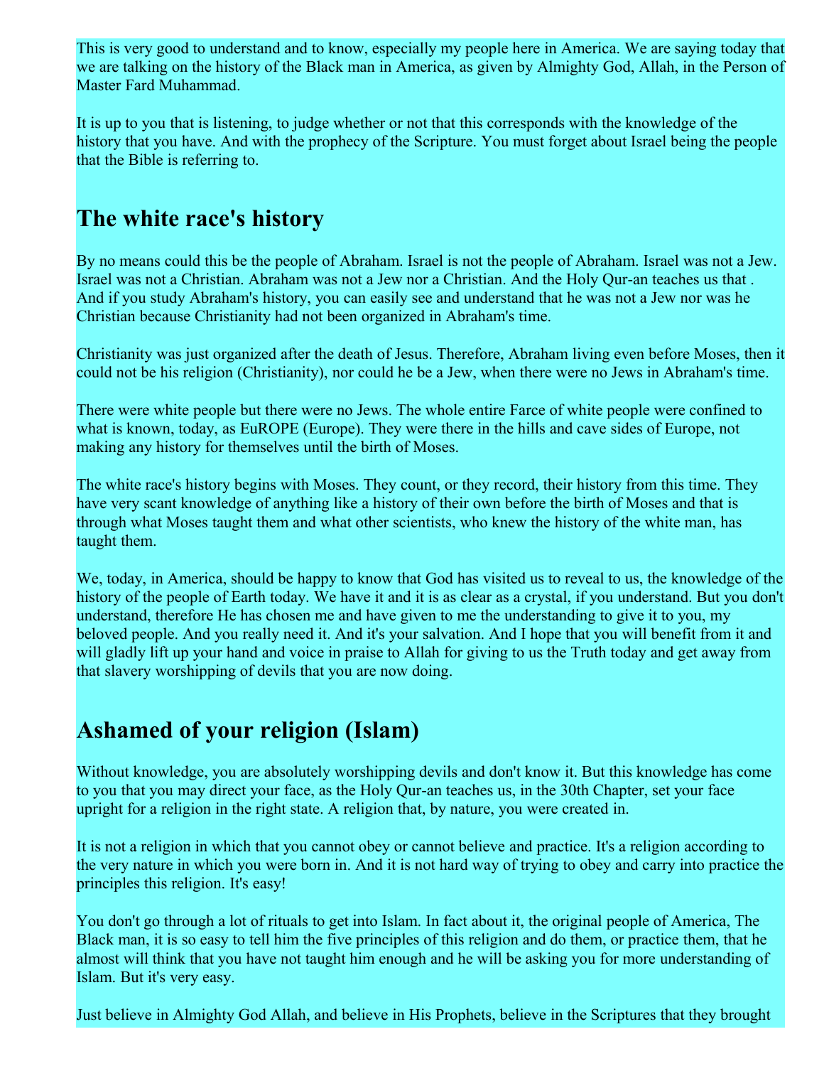This is very good to understand and to know, especially my people here in America. We are saying today that we are talking on the history of the Black man in America, as given by Almighty God, Allah, in the Person of Master Fard Muhammad.

It is up to you that is listening, to judge whether or not that this corresponds with the knowledge of the history that you have. And with the prophecy of the Scripture. You must forget about Israel being the people that the Bible is referring to.

## The white race's history

By no means could this be the people of Abraham. Israel is not the people of Abraham. Israel was not a Jew. Israel was not a Christian. Abraham was not a Jew nor a Christian. And the Holy Qur-an teaches us that . And if you study Abraham's history, you can easily see and understand that he was not a Jew nor was he Christian because Christianity had not been organized in Abraham's time.

Christianity was just organized after the death of Jesus. Therefore, Abraham living even before Moses, then it could not be his religion (Christianity), nor could he be a Jew, when there were no Jews in Abraham's time.

There were white people but there were no Jews. The whole entire Farce of white people were confined to what is known, today, as EuROPE (Europe). They were there in the hills and cave sides of Europe, not making any history for themselves until the birth of Moses.

The white race's history begins with Moses. They count, or they record, their history from this time. They have very scant knowledge of anything like a history of their own before the birth of Moses and that is through what Moses taught them and what other scientists, who knew the history of the white man, has taught them.

We, today, in America, should be happy to know that God has visited us to reveal to us, the knowledge of the history of the people of Earth today. We have it and it is as clear as a crystal, if you understand. But you don't understand, therefore He has chosen me and have given to me the understanding to give it to you, my beloved people. And you really need it. And it's your salvation. And I hope that you will benefit from it and will gladly lift up your hand and voice in praise to Allah for giving to us the Truth today and get away from that slavery worshipping of devils that you are now doing.

## Ashamed of your religion (Islam)

Without knowledge, you are absolutely worshipping devils and don't know it. But this knowledge has come to you that you may direct your face, as the Holy Qur-an teaches us, in the 30th Chapter, set your face upright for a religion in the right state. A religion that, by nature, you were created in.

It is not a religion in which that you cannot obey or cannot believe and practice. It's a religion according to the very nature in which you were born in. And it is not hard way of trying to obey and carry into practice the principles this religion. It's easy!

You don't go through a lot of rituals to get into Islam. In fact about it, the original people of America, The Black man, it is so easy to tell him the five principles of this religion and do them, or practice them, that he almost will think that you have not taught him enough and he will be asking you for more understanding of Islam. But it's very easy.

Just believe in Almighty God Allah, and believe in His Prophets, believe in the Scriptures that they brought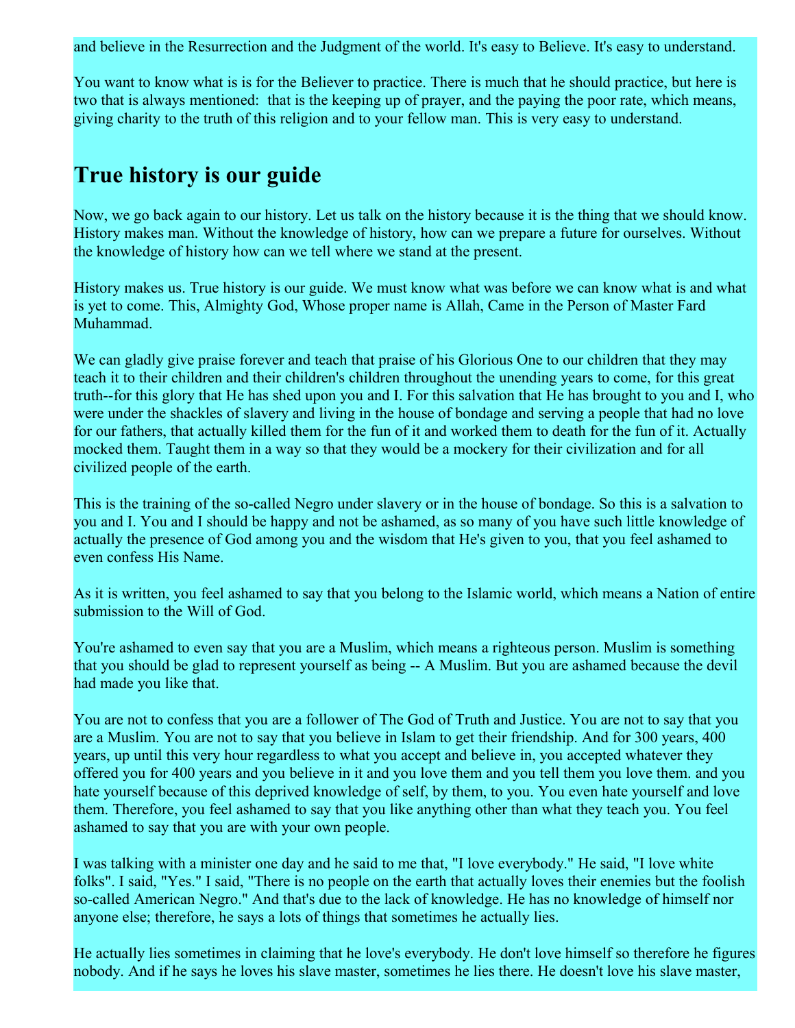and believe in the Resurrection and the Judgment of the world. It's easy to Believe. It's easy to understand.

You want to know what is is for the Believer to practice. There is much that he should practice, but here is two that is always mentioned: that is the keeping up of prayer, and the paying the poor rate, which means, giving charity to the truth of this religion and to your fellow man. This is very easy to understand.

## True history is our guide

Now, we go back again to our history. Let us talk on the history because it is the thing that we should know. History makes man. Without the knowledge of history, how can we prepare a future for ourselves. Without the knowledge of history how can we tell where we stand at the present.

History makes us. True history is our guide. We must know what was before we can know what is and what is yet to come. This, Almighty God, Whose proper name is Allah, Came in the Person of Master Fard Muhammad.

We can gladly give praise forever and teach that praise of his Glorious One to our children that they may teach it to their children and their children's children throughout the unending years to come, for this great truth--for this glory that He has shed upon you and I. For this salvation that He has brought to you and I, who were under the shackles of slavery and living in the house of bondage and serving a people that had no love for our fathers, that actually killed them for the fun of it and worked them to death for the fun of it. Actually mocked them. Taught them in a way so that they would be a mockery for their civilization and for all civilized people of the earth.

This is the training of the so-called Negro under slavery or in the house of bondage. So this is a salvation to you and I. You and I should be happy and not be ashamed, as so many of you have such little knowledge of actually the presence of God among you and the wisdom that He's given to you, that you feel ashamed to even confess His Name.

As it is written, you feel ashamed to say that you belong to the Islamic world, which means a Nation of entire submission to the Will of God.

You're ashamed to even say that you are a Muslim, which means a righteous person. Muslim is something that you should be glad to represent yourself as being -- A Muslim. But you are ashamed because the devil had made you like that.

You are not to confess that you are a follower of The God of Truth and Justice. You are not to say that you are a Muslim. You are not to say that you believe in Islam to get their friendship. And for 300 years, 400 years, up until this very hour regardless to what you accept and believe in, you accepted whatever they offered you for 400 years and you believe in it and you love them and you tell them you love them. and you hate yourself because of this deprived knowledge of self, by them, to you. You even hate yourself and love them. Therefore, you feel ashamed to say that you like anything other than what they teach you. You feel ashamed to say that you are with your own people.

I was talking with a minister one day and he said to me that, "I love everybody." He said, "I love white folks". I said, "Yes." I said, "There is no people on the earth that actually loves their enemies but the foolish so-called American Negro." And that's due to the lack of knowledge. He has no knowledge of himself nor anyone else; therefore, he says a lots of things that sometimes he actually lies.

He actually lies sometimes in claiming that he love's everybody. He don't love himself so therefore he figures nobody. And if he says he loves his slave master, sometimes he lies there. He doesn't love his slave master,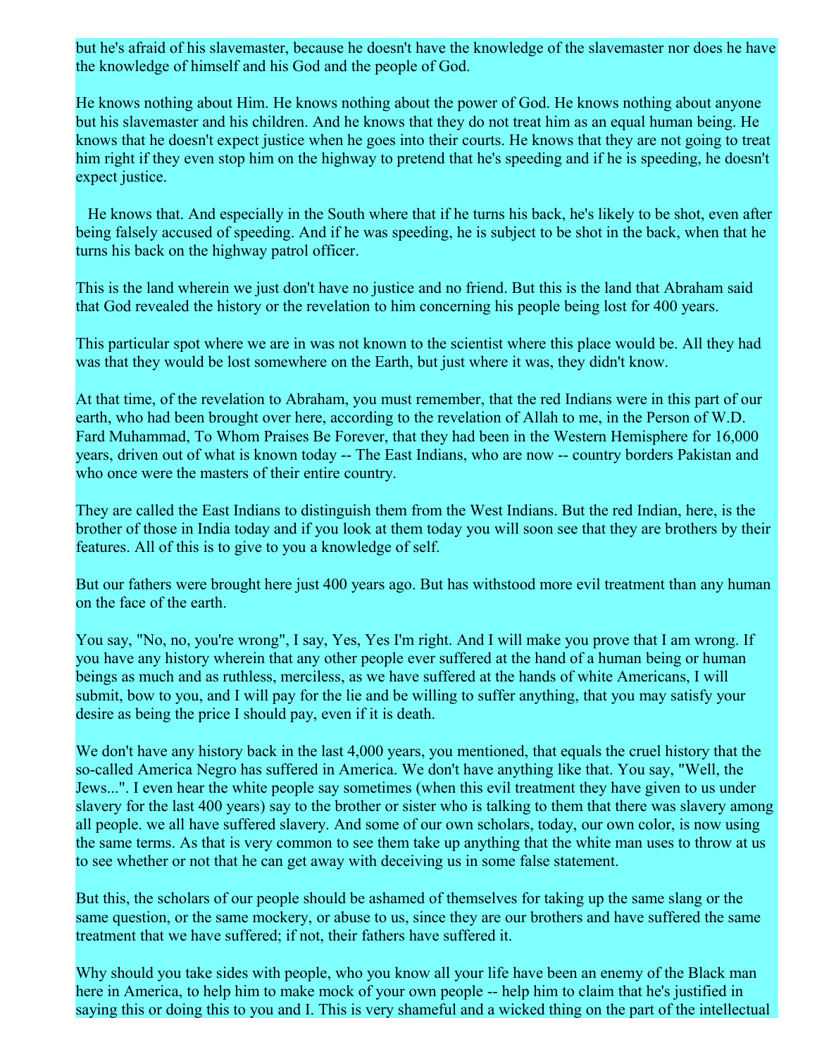but he's afraid of his slavemaster, because he doesn't have the knowledge of the slavemaster nor does he have the knowledge of himself and his God and the people of God.

He knows nothing about Him. He knows nothing about the power of God. He knows nothing about anyone but his slavemaster and his children. And he knows that they do not treat him as an equal human being. He knows that he doesn't expect justice when he goes into their courts. He knows that they are not going to treat him right if they even stop him on the highway to pretend that he's speeding and if he is speeding, he doesn't expect justice.

He knows that. And especially in the South where that if he turns his back, he's likely to be shot, even after being falsely accused of speeding. And if he was speeding, he is subject to be shot in the back, when that he turns his back on the highway patrol officer.

This is the land wherein we just don't have no justice and no friend. But this is the land that Abraham said that God revealed the history or the revelation to him concerning his people being lost for 400 years.

This particular spot where we are in was not known to the scientist where this place would be. All they had was that they would be lost somewhere on the Earth, but just where it was, they didn't know.

At that time, of the revelation to Abraham, you must remember, that the red Indians were in this part of our earth, who had been brought over here, according to the revelation of Allah to me, in the Person of W.D. Fard Muhammad, To Whom Praises Be Forever, that they had been in the Western Hemisphere for 16,000 years, driven out of what is known today -- The East Indians, who are now -- country borders Pakistan and who once were the masters of their entire country.

They are called the East Indians to distinguish them from the West Indians. But the red Indian, here, is the brother of those in India today and if you look at them today you will soon see that they are brothers by their features. All of this is to give to you a knowledge of self.

But our fathers were brought here just 400 years ago. But has withstood more evil treatment than any human on the face of the earth.

You say, "No, no, you're wrong", I say, Yes, Yes I'm right. And I will make you prove that I am wrong. If you have any history wherein that any other people ever suffered at the hand of a human being or human beings as much and as ruthless, merciless, as we have suffered at the hands of white Americans, I will submit, bow to you, and I will pay for the lie and be willing to suffer anything, that you may satisfy your desire as being the price I should pay, even if it is death.

We don't have any history back in the last 4,000 years, you mentioned, that equals the cruel history that the so-called America Negro has suffered in America. We don't have anything like that. You say, "Well, the Jews...". I even hear the white people say sometimes (when this evil treatment they have given to us under slavery for the last 400 years) say to the brother or sister who is talking to them that there was slavery among all people. we all have suffered slavery. And some of our own scholars, today, our own color, is now using the same terms. As that is very common to see them take up anything that the white man uses to throw at us to see whether or not that he can get away with deceiving us in some false statement.

But this, the scholars of our people should be ashamed of themselves for taking up the same slang or the same question, or the same mockery, or abuse to us, since they are our brothers and have suffered the same treatment that we have suffered; if not, their fathers have suffered it.

Why should you take sides with people, who you know all your life have been an enemy of the Black man here in America, to help him to make mock of your own people -- help him to claim that he's justified in saying this or doing this to you and I. This is very shameful and a wicked thing on the part of the intellectual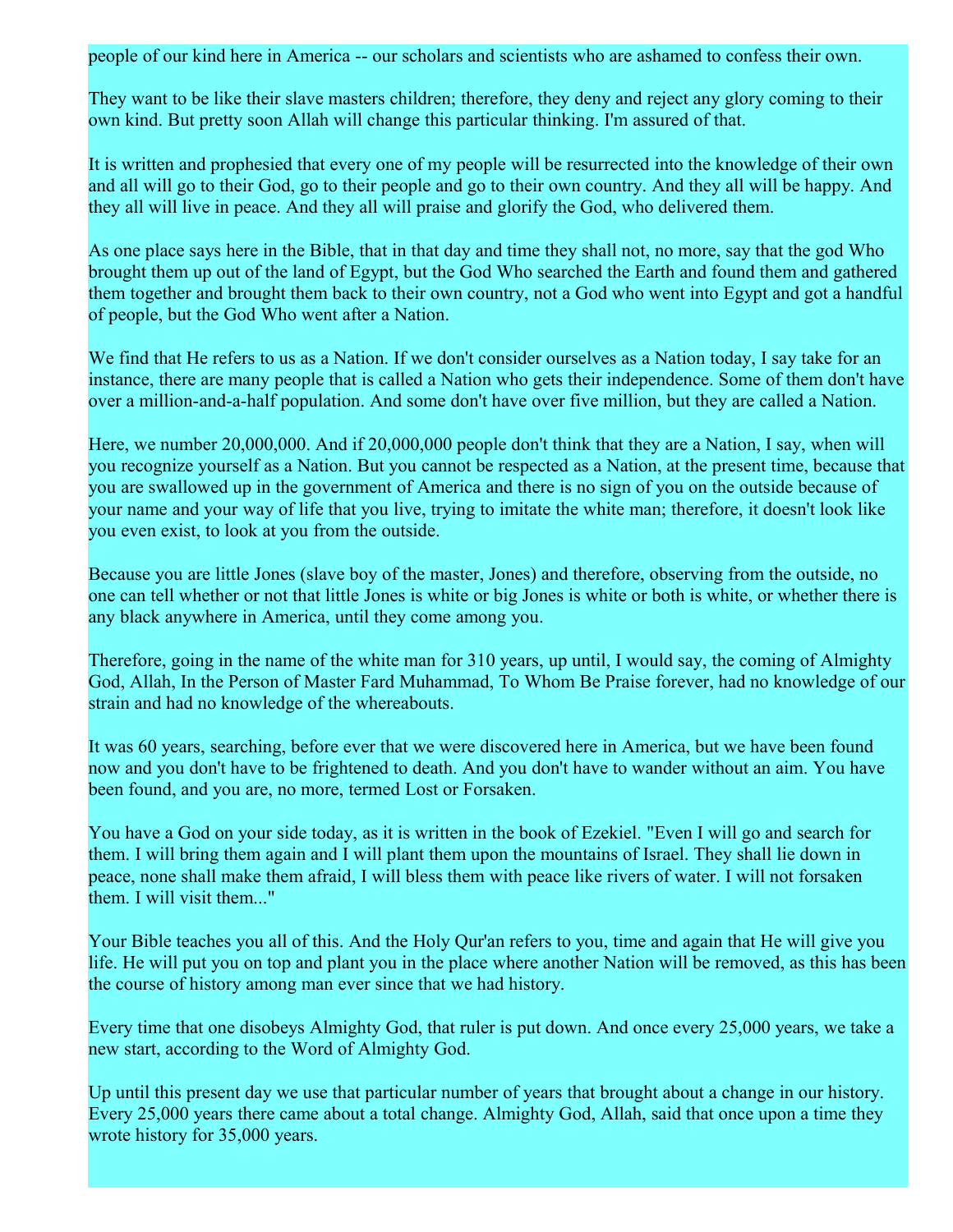people of our kind here in America -- our scholars and scientists who are ashamed to confess their own.

They want to be like their slave masters children; therefore, they deny and reject any glory coming to their own kind. But pretty soon Allah will change this particular thinking. I'm assured of that.

It is written and prophesied that every one of my people will be resurrected into the knowledge of their own and all will go to their God, go to their people and go to their own country. And they all will be happy. And they all will live in peace. And they all will praise and glorify the God, who delivered them.

As one place says here in the Bible, that in that day and time they shall not, no more, say that the god Who brought them up out of the land of Egypt, but the God Who searched the Earth and found them and gathered them together and brought them back to their own country, not a God who went into Egypt and got a handful of people, but the God Who went after a Nation.

We find that He refers to us as a Nation. If we don't consider ourselves as a Nation today, I say take for an instance, there are many people that is called a Nation who gets their independence. Some of them don't have over a million-and-a-half population. And some don't have over five million, but they are called a Nation.

Here, we number 20,000,000. And if 20,000,000 people don't think that they are a Nation, I say, when will you recognize yourself as a Nation. But you cannot be respected as a Nation, at the present time, because that you are swallowed up in the government of America and there is no sign of you on the outside because of your name and your way of life that you live, trying to imitate the white man; therefore, it doesn't look like you even exist, to look at you from the outside.

Because you are little Jones (slave boy of the master, Jones) and therefore, observing from the outside, no one can tell whether or not that little Jones is white or big Jones is white or both is white, or whether there is any black anywhere in America, until they come among you.

Therefore, going in the name of the white man for 310 years, up until, I would say, the coming of Almighty God, Allah, In the Person of Master Fard Muhammad, To Whom Be Praise forever, had no knowledge of our strain and had no knowledge of the whereabouts.

It was 60 years, searching, before ever that we were discovered here in America, but we have been found now and you don't have to be frightened to death. And you don't have to wander without an aim. You have been found, and you are, no more, termed Lost or Forsaken.

You have a God on your side today, as it is written in the book of Ezekiel. "Even I will go and search for them. I will bring them again and I will plant them upon the mountains of Israel. They shall lie down in peace, none shall make them afraid, I will bless them with peace like rivers of water. I will not forsaken them. I will visit them..."

Your Bible teaches you all of this. And the Holy Qur'an refers to you, time and again that He will give you life. He will put you on top and plant you in the place where another Nation will be removed, as this has been the course of history among man ever since that we had history.

Every time that one disobeys Almighty God, that ruler is put down. And once every 25,000 years, we take a new start, according to the Word of Almighty God.

Up until this present day we use that particular number of years that brought about a change in our history. Every 25,000 years there came about a total change. Almighty God, Allah, said that once upon a time they wrote history for 35,000 years.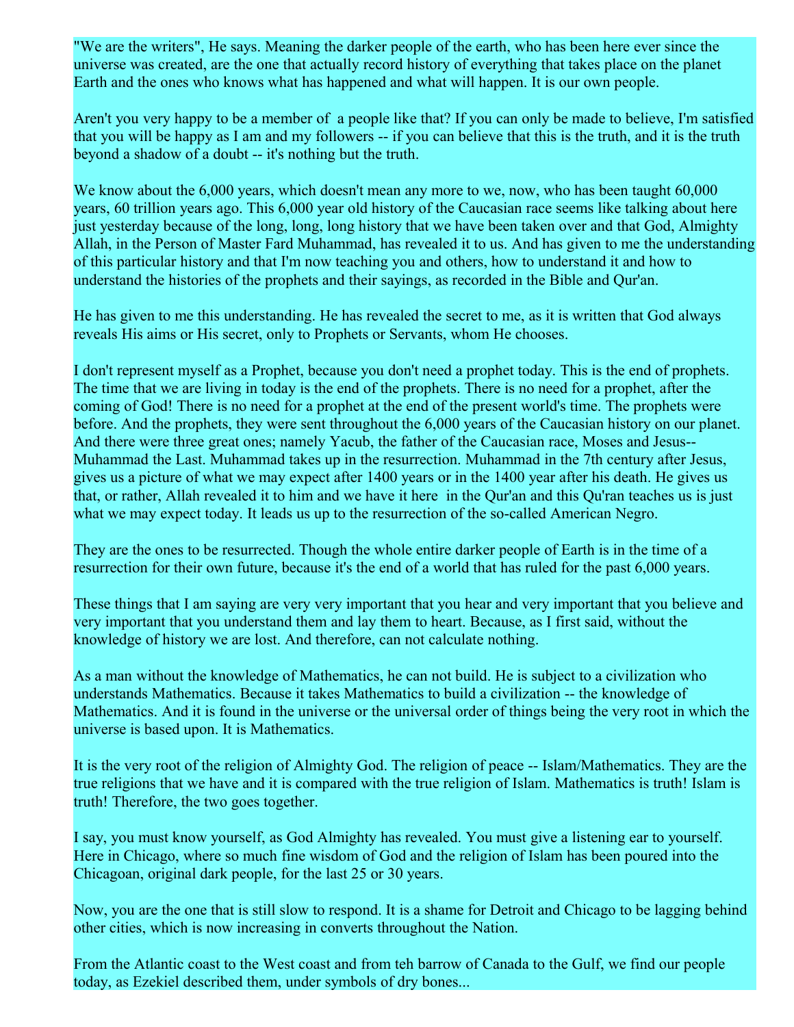"We are the writers", He says. Meaning the darker people of the earth, who has been here ever since the universe was created, are the one that actually record history of everything that takes place on the planet Earth and the ones who knows what has happened and what will happen. It is our own people.

Aren't you very happy to be a member of  a people like that? If you can only be made to believe, I'm satisfied that you will be happy as I am and my followers -- if you can believe that this is the truth, and it is the truth beyond a shadow of a doubt -- it's nothing but the truth.

We know about the 6,000 years, which doesn't mean any more to we, now, who has been taught 60,000 years, 60 trillion years ago. This 6,000 year old history of the Caucasian race seems like talking about here just yesterday because of the long, long, long history that we have been taken over and that God, Almighty Allah, in the Person of Master Fard Muhammad, has revealed it to us. And has given to me the understanding of this particular history and that I'm now teaching you and others, how to understand it and how to understand the histories of the prophets and their sayings, as recorded in the Bible and Qur'an.

He has given to me this understanding. He has revealed the secret to me, as it is written that God always reveals His aims or His secret, only to Prophets or Servants, whom He chooses.

I don't represent myself as a Prophet, because you don't need a prophet today. This is the end of prophets. The time that we are living in today is the end of the prophets. There is no need for a prophet, after the coming of God! There is no need for a prophet at the end of the present world's time. The prophets were before. And the prophets, they were sent throughout the 6,000 years of the Caucasian history on our planet. And there were three great ones; namely Yacub, the father of the Caucasian race, Moses and Jesus-- Muhammad the Last. Muhammad takes up in the resurrection. Muhammad in the 7th century after Jesus, gives us a picture of what we may expect after 1400 years or in the 1400 year after his death. He gives us that, or rather, Allah revealed it to him and we have it here  in the Qur'an and this Qu'ran teaches us is just what we may expect today. It leads us up to the resurrection of the so-called American Negro.

They are the ones to be resurrected. Though the whole entire darker people of Earth is in the time of a resurrection for their own future, because it's the end of a world that has ruled for the past 6,000 years.

These things that I am saying are very very important that you hear and very important that you believe and very important that you understand them and lay them to heart. Because, as I first said, without the knowledge of history we are lost. And therefore, can not calculate nothing.

As a man without the knowledge of Mathematics, he can not build. He is subject to a civilization who understands Mathematics. Because it takes Mathematics to build a civilization -- the knowledge of Mathematics. And it is found in the universe or the universal order of things being the very root in which the universe is based upon. It is Mathematics.

It is the very root of the religion of Almighty God. The religion of peace -- Islam/Mathematics. They are the true religions that we have and it is compared with the true religion of Islam. Mathematics is truth! Islam is truth! Therefore, the two goes together.

I say, you must know yourself, as God Almighty has revealed. You must give a listening ear to yourself. Here in Chicago, where so much fine wisdom of God and the religion of Islam has been poured into the Chicagoan, original dark people, for the last 25 or 30 years.

Now, you are the one that is still slow to respond. It is a shame for Detroit and Chicago to be lagging behind other cities, which is now increasing in converts throughout the Nation.

From the Atlantic coast to the West coast and from teh barrow of Canada to the Gulf, we find our people today, as Ezekiel described them, under symbols of dry bones...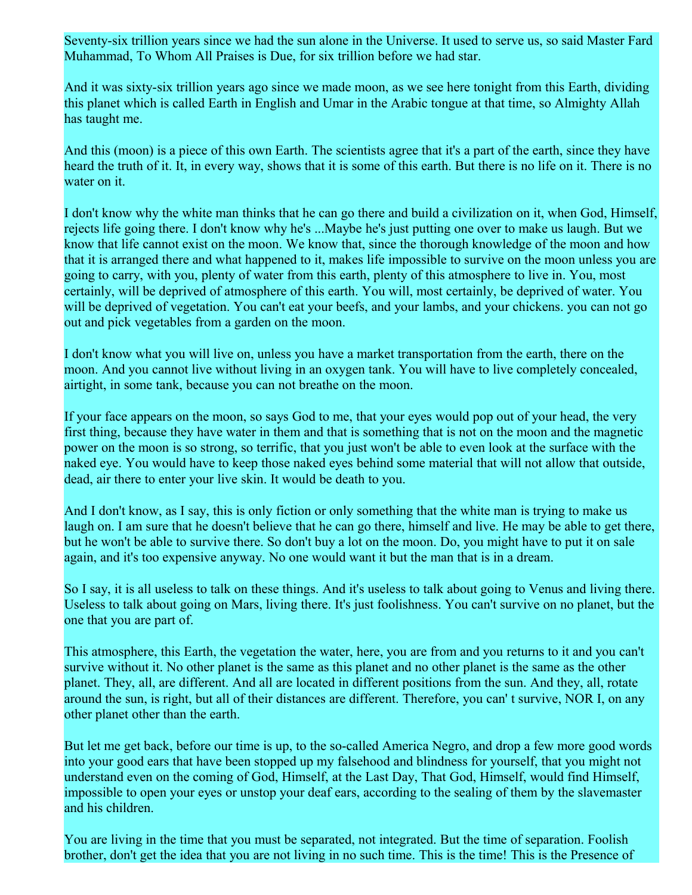Seventy-six trillion years since we had the sun alone in the Universe. It used to serve us, so said Master Fard Muhammad, To Whom All Praises is Due, for six trillion before we had star.

And it was sixty-six trillion years ago since we made moon, as we see here tonight from this Earth, dividing this planet which is called Earth in English and Umar in the Arabic tongue at that time, so Almighty Allah has taught me.

And this (moon) is a piece of this own Earth. The scientists agree that it's a part of the earth, since they have heard the truth of it. It, in every way, shows that it is some of this earth. But there is no life on it. There is no water on it.

I don't know why the white man thinks that he can go there and build a civilization on it, when God, Himself, rejects life going there. I don't know why he's ...Maybe he's just putting one over to make us laugh. But we know that life cannot exist on the moon. We know that, since the thorough knowledge of the moon and how that it is arranged there and what happened to it, makes life impossible to survive on the moon unless you are going to carry, with you, plenty of water from this earth, plenty of this atmosphere to live in. You, most certainly, will be deprived of atmosphere of this earth. You will, most certainly, be deprived of water. You will be deprived of vegetation. You can't eat your beefs, and your lambs, and your chickens. you can not go out and pick vegetables from a garden on the moon.

I don't know what you will live on, unless you have a market transportation from the earth, there on the moon. And you cannot live without living in an oxygen tank. You will have to live completely concealed, airtight, in some tank, because you can not breathe on the moon.

If your face appears on the moon, so says God to me, that your eyes would pop out of your head, the very first thing, because they have water in them and that is something that is not on the moon and the magnetic power on the moon is so strong, so terrific, that you just won't be able to even look at the surface with the naked eye. You would have to keep those naked eyes behind some material that will not allow that outside, dead, air there to enter your live skin. It would be death to you.

And I don't know, as I say, this is only fiction or only something that the white man is trying to make us laugh on. I am sure that he doesn't believe that he can go there, himself and live. He may be able to get there, but he won't be able to survive there. So don't buy a lot on the moon. Do, you might have to put it on sale again, and it's too expensive anyway. No one would want it but the man that is in a dream.

So I say, it is all useless to talk on these things. And it's useless to talk about going to Venus and living there. Useless to talk about going on Mars, living there. It's just foolishness. You can't survive on no planet, but the one that you are part of.

This atmosphere, this Earth, the vegetation the water, here, you are from and you returns to it and you can't survive without it. No other planet is the same as this planet and no other planet is the same as the other planet. They, all, are different. And all are located in different positions from the sun. And they, all, rotate around the sun, is right, but all of their distances are different. Therefore, you can' t survive, NOR I, on any other planet other than the earth.

But let me get back, before our time is up, to the so-called America Negro, and drop a few more good words into your good ears that have been stopped up my falsehood and blindness for yourself, that you might not understand even on the coming of God, Himself, at the Last Day, That God, Himself, would find Himself, impossible to open your eyes or unstop your deaf ears, according to the sealing of them by the slavemaster and his children.

You are living in the time that you must be separated, not integrated. But the time of separation. Foolish brother, don't get the idea that you are not living in no such time. This is the time! This is the Presence of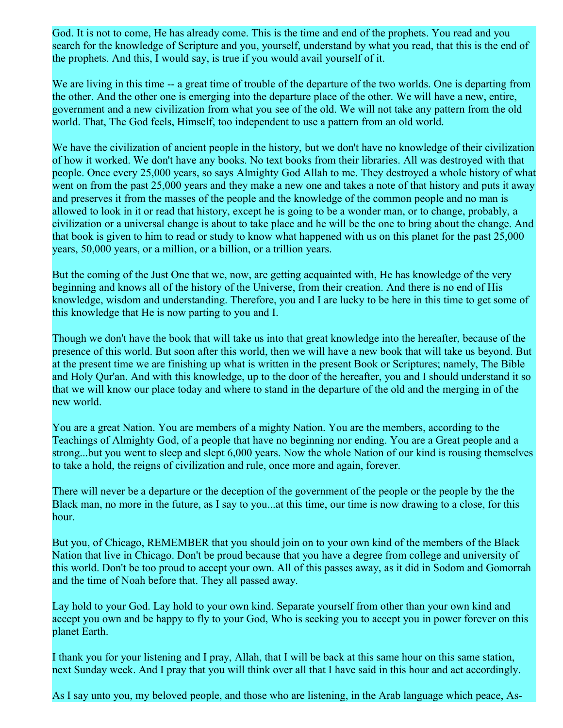God. It is not to come, He has already come. This is the time and end of the prophets. You read and you search for the knowledge of Scripture and you, yourself, understand by what you read, that this is the end of the prophets. And this, I would say, is true if you would avail yourself of it.

We are living in this time -- a great time of trouble of the departure of the two worlds. One is departing from the other. And the other one is emerging into the departure place of the other. We will have a new, entire, government and a new civilization from what you see of the old. We will not take any pattern from the old world. That, The God feels, Himself, too independent to use a pattern from an old world.

We have the civilization of ancient people in the history, but we don't have no knowledge of their civilization of how it worked. We don't have any books. No text books from their libraries. All was destroyed with that people. Once every 25,000 years, so says Almighty God Allah to me. They destroyed a whole history of what went on from the past 25,000 years and they make a new one and takes a note of that history and puts it away and preserves it from the masses of the people and the knowledge of the common people and no man is allowed to look in it or read that history, except he is going to be a wonder man, or to change, probably, a civilization or a universal change is about to take place and he will be the one to bring about the change. And that book is given to him to read or study to know what happened with us on this planet for the past 25,000 years, 50,000 years, or a million, or a billion, or a trillion years.

But the coming of the Just One that we, now, are getting acquainted with, He has knowledge of the very beginning and knows all of the history of the Universe, from their creation. And there is no end of His knowledge, wisdom and understanding. Therefore, you and I are lucky to be here in this time to get some of this knowledge that He is now parting to you and I.

Though we don't have the book that will take us into that great knowledge into the hereafter, because of the presence of this world. But soon after this world, then we will have a new book that will take us beyond. But at the present time we are finishing up what is written in the present Book or Scriptures; namely, The Bible and Holy Qur'an. And with this knowledge, up to the door of the hereafter, you and I should understand it so that we will know our place today and where to stand in the departure of the old and the merging in of the new world.

You are a great Nation. You are members of a mighty Nation. You are the members, according to the Teachings of Almighty God, of a people that have no beginning nor ending. You are a Great people and a strong...but you went to sleep and slept 6,000 years. Now the whole Nation of our kind is rousing themselves to take a hold, the reigns of civilization and rule, once more and again, forever.

There will never be a departure or the deception of the government of the people or the people by the the Black man, no more in the future, as I say to you...at this time, our time is now drawing to a close, for this hour.

But you, of Chicago, REMEMBER that you should join on to your own kind of the members of the Black Nation that live in Chicago. Don't be proud because that you have a degree from college and university of this world. Don't be too proud to accept your own. All of this passes away, as it did in Sodom and Gomorrah and the time of Noah before that. They all passed away.

Lay hold to your God. Lay hold to your own kind. Separate yourself from other than your own kind and accept you own and be happy to fly to your God, Who is seeking you to accept you in power forever on this planet Earth.

I thank you for your listening and I pray, Allah, that I will be back at this same hour on this same station, next Sunday week. And I pray that you will think over all that I have said in this hour and act accordingly.

As I say unto you, my beloved people, and those who are listening, in the Arab language which peace, As-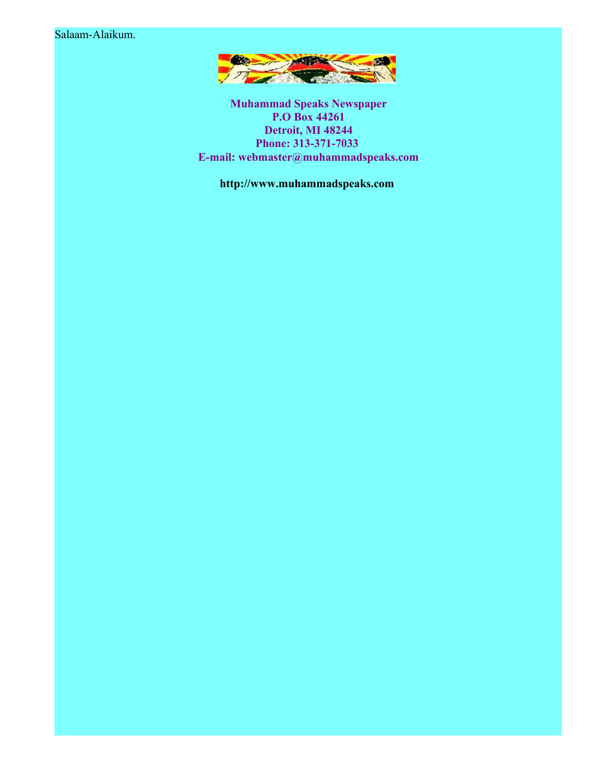Salaam-Alaikum.

**Muhammad Speaks Newspaper**
**P.O Box 44261**
**Detroit, MI 48244**
**Phone: 313-371-7033**
**E-mail: webmaster@muhammadspeaks.com**

**http://www.muhammadspeaks.com**